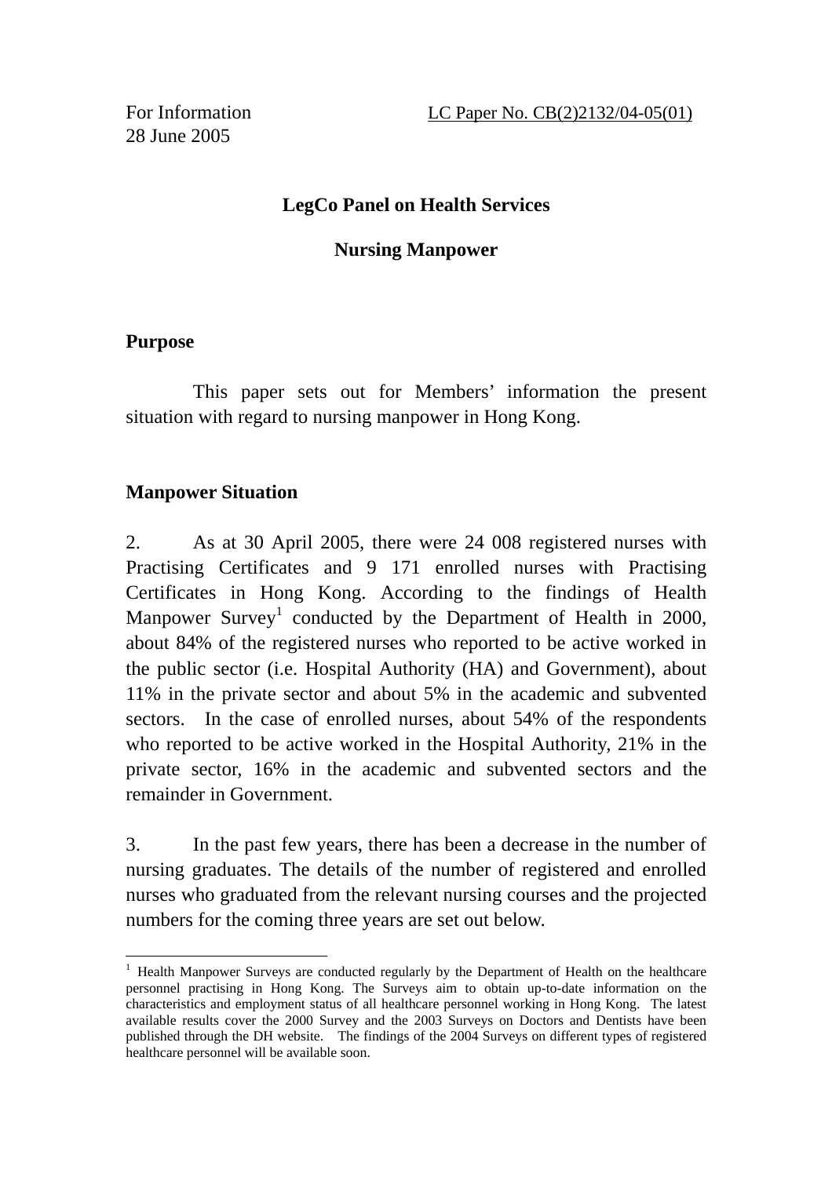For Information
28 June 2005

LC Paper No. CB(2)2132/04-05(01)

**LegCo Panel on Health Services**

**Nursing Manpower**

## Purpose

This paper sets out for Members' information the present situation with regard to nursing manpower in Hong Kong.

## Manpower Situation

2. As at 30 April 2005, there were 24 008 registered nurses with Practising Certificates and 9 171 enrolled nurses with Practising Certificates in Hong Kong. According to the findings of Health Manpower Survey[1] conducted by the Department of Health in 2000, about 84% of the registered nurses who reported to be active worked in the public sector (i.e. Hospital Authority (HA) and Government), about 11% in the private sector and about 5% in the academic and subvented sectors. In the case of enrolled nurses, about 54% of the respondents who reported to be active worked in the Hospital Authority, 21% in the private sector, 16% in the academic and subvented sectors and the remainder in Government.

3. In the past few years, there has been a decrease in the number of nursing graduates. The details of the number of registered and enrolled nurses who graduated from the relevant nursing courses and the projected numbers for the coming three years are set out below.

---

[1] Health Manpower Surveys are conducted regularly by the Department of Health on the healthcare personnel practising in Hong Kong. The Surveys aim to obtain up-to-date information on the characteristics and employment status of all healthcare personnel working in Hong Kong. The latest available results cover the 2000 Survey and the 2003 Surveys on Doctors and Dentists have been published through the DH website. The findings of the 2004 Surveys on different types of registered healthcare personnel will be available soon.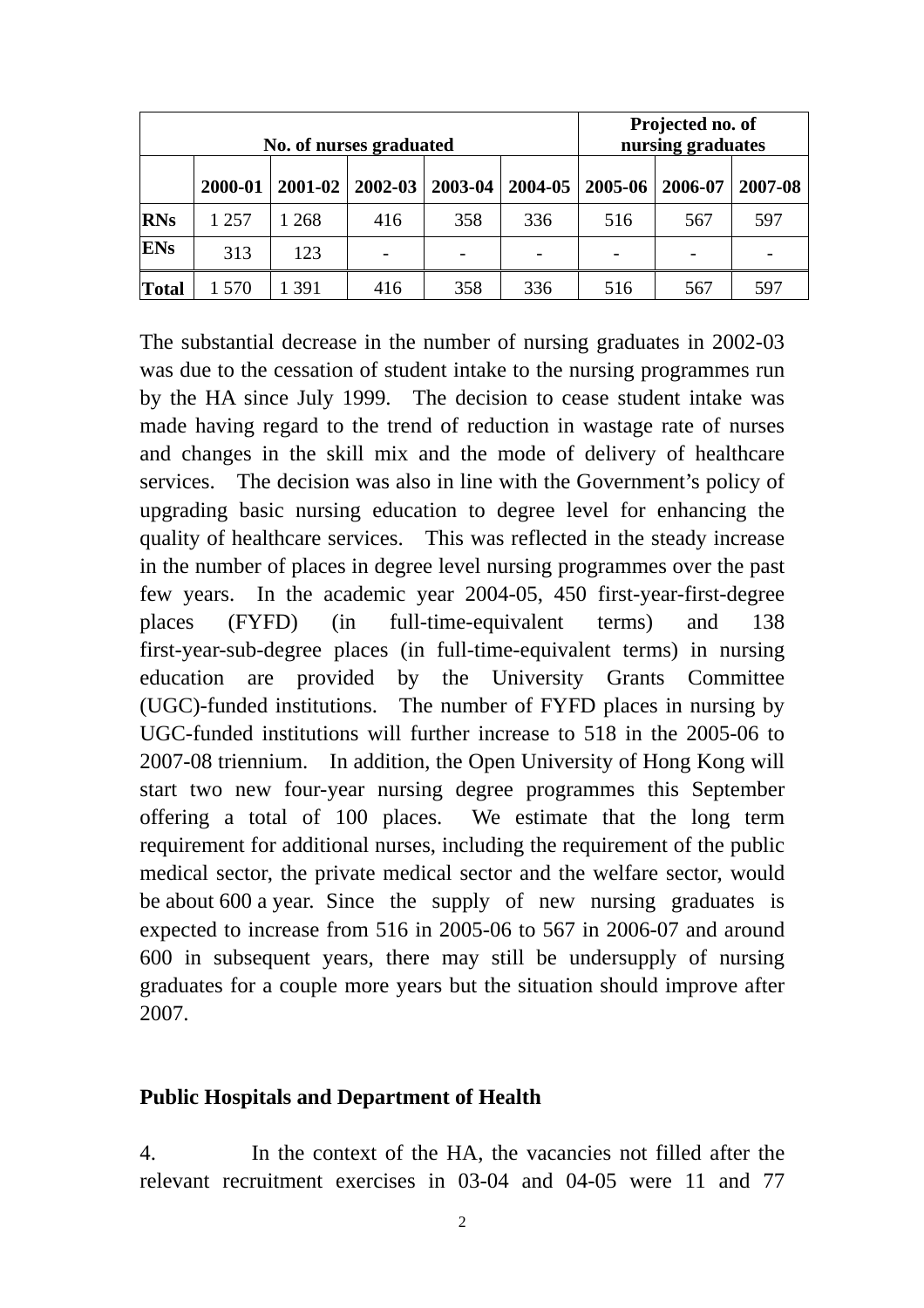| No. of nurses graduated | | | | | | Projected no. of nursing graduates | | |
|---|---|---|---|---|---|---|---|---|
| | **2000-01** | **2001-02** | **2002-03** | **2003-04** | **2004-05** | **2005-06** | **2006-07** | **2007-08** |
| **RNs** | 1 257 | 1 268 | 416 | 358 | 336 | 516 | 567 | 597 |
| **ENs** | 313 | 123 | - | - | - | - | - | - |
| **Total** | 1 570 | 1 391 | 416 | 358 | 336 | 516 | 567 | 597 |

The substantial decrease in the number of nursing graduates in 2002-03 was due to the cessation of student intake to the nursing programmes run by the HA since July 1999. The decision to cease student intake was made having regard to the trend of reduction in wastage rate of nurses and changes in the skill mix and the mode of delivery of healthcare services. The decision was also in line with the Government's policy of upgrading basic nursing education to degree level for enhancing the quality of healthcare services. This was reflected in the steady increase in the number of places in degree level nursing programmes over the past few years. In the academic year 2004-05, 450 first-year-first-degree places (FYFD) (in full-time-equivalent terms) and 138 first-year-sub-degree places (in full-time-equivalent terms) in nursing education are provided by the University Grants Committee (UGC)-funded institutions. The number of FYFD places in nursing by UGC-funded institutions will further increase to 518 in the 2005-06 to 2007-08 triennium. In addition, the Open University of Hong Kong will start two new four-year nursing degree programmes this September offering a total of 100 places. We estimate that the long term requirement for additional nurses, including the requirement of the public medical sector, the private medical sector and the welfare sector, would be about 600 a year. Since the supply of new nursing graduates is expected to increase from 516 in 2005-06 to 567 in 2006-07 and around 600 in subsequent years, there may still be undersupply of nursing graduates for a couple more years but the situation should improve after 2007.

**Public Hospitals and Department of Health**

4. In the context of the HA, the vacancies not filled after the relevant recruitment exercises in 03-04 and 04-05 were 11 and 77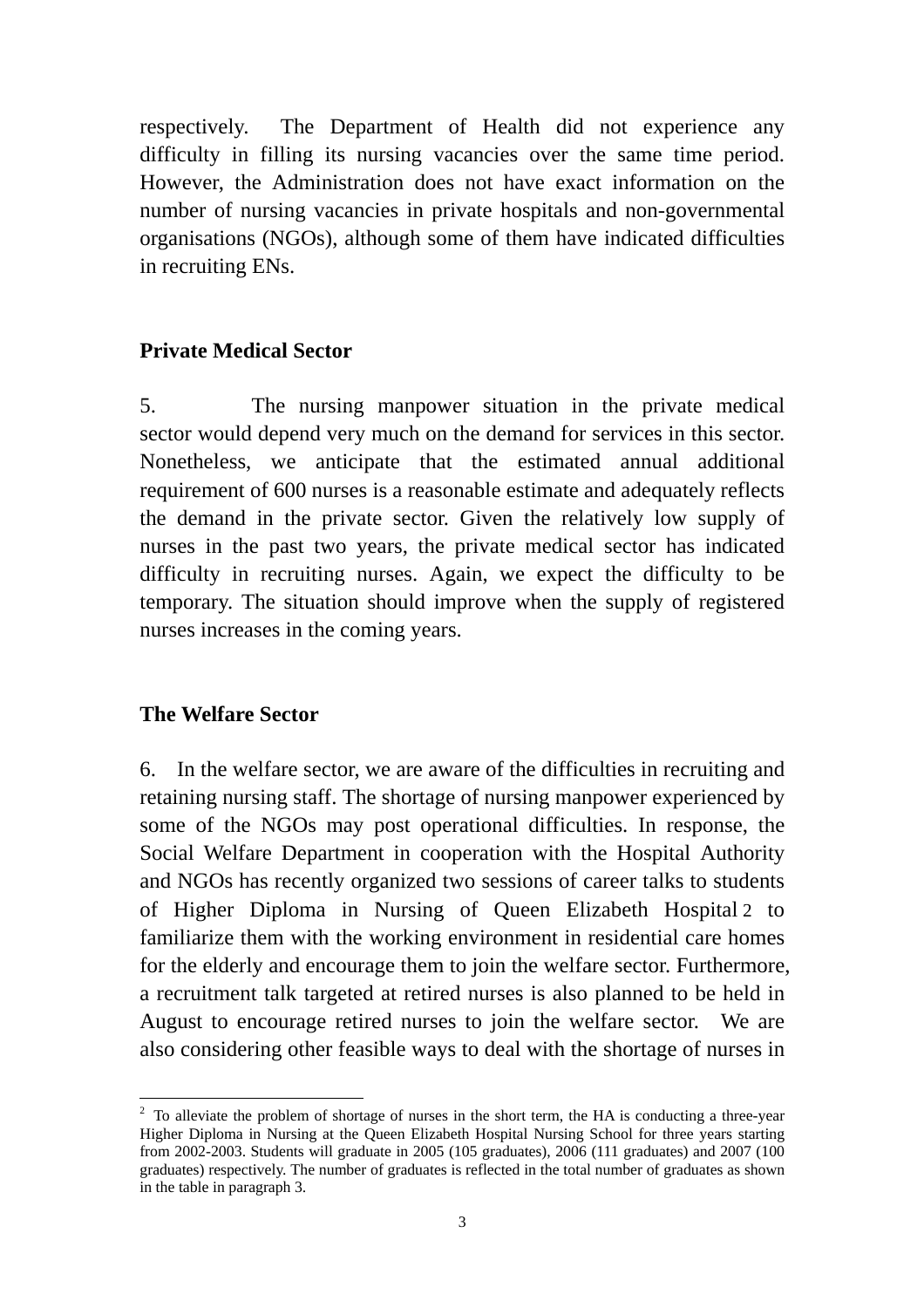respectively. The Department of Health did not experience any difficulty in filling its nursing vacancies over the same time period. However, the Administration does not have exact information on the number of nursing vacancies in private hospitals and non-governmental organisations (NGOs), although some of them have indicated difficulties in recruiting ENs.

**Private Medical Sector**

5. The nursing manpower situation in the private medical sector would depend very much on the demand for services in this sector. Nonetheless, we anticipate that the estimated annual additional requirement of 600 nurses is a reasonable estimate and adequately reflects the demand in the private sector. Given the relatively low supply of nurses in the past two years, the private medical sector has indicated difficulty in recruiting nurses. Again, we expect the difficulty to be temporary. The situation should improve when the supply of registered nurses increases in the coming years.

**The Welfare Sector**

6. In the welfare sector, we are aware of the difficulties in recruiting and retaining nursing staff. The shortage of nursing manpower experienced by some of the NGOs may post operational difficulties. In response, the Social Welfare Department in cooperation with the Hospital Authority and NGOs has recently organized two sessions of career talks to students of Higher Diploma in Nursing of Queen Elizabeth Hospital [2] to familiarize them with the working environment in residential care homes for the elderly and encourage them to join the welfare sector. Furthermore, a recruitment talk targeted at retired nurses is also planned to be held in August to encourage retired nurses to join the welfare sector. We are also considering other feasible ways to deal with the shortage of nurses in

---

[2] To alleviate the problem of shortage of nurses in the short term, the HA is conducting a three-year Higher Diploma in Nursing at the Queen Elizabeth Hospital Nursing School for three years starting from 2002-2003. Students will graduate in 2005 (105 graduates), 2006 (111 graduates) and 2007 (100 graduates) respectively. The number of graduates is reflected in the total number of graduates as shown in the table in paragraph 3.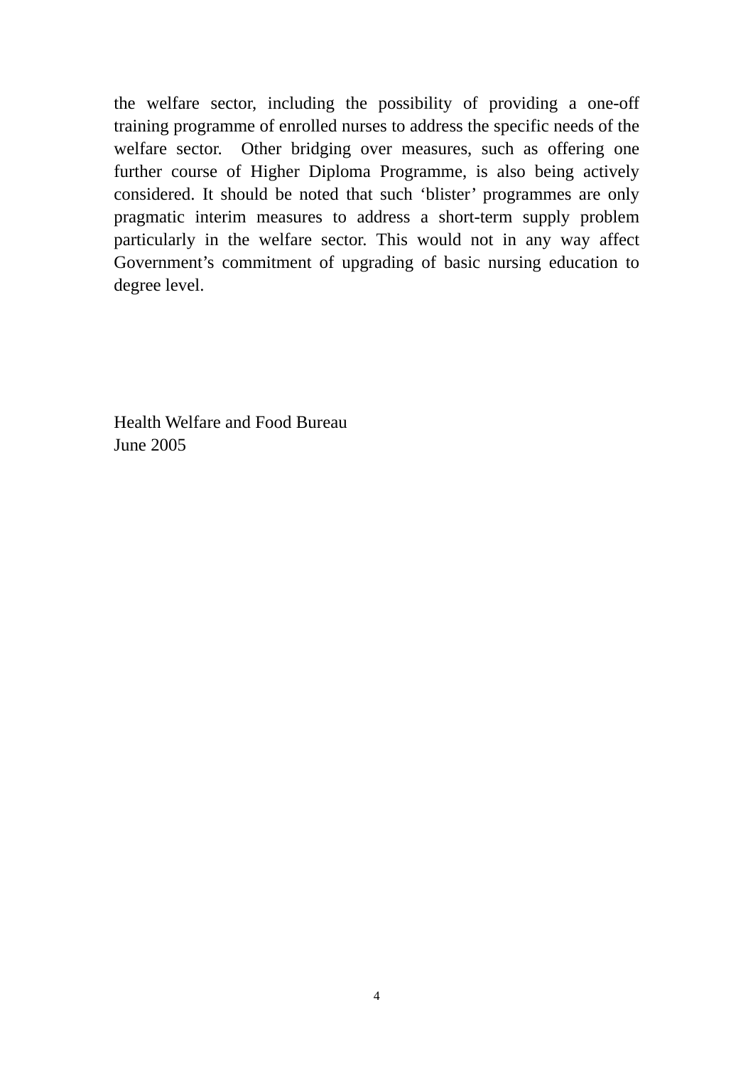the welfare sector, including the possibility of providing a one-off training programme of enrolled nurses to address the specific needs of the welfare sector. Other bridging over measures, such as offering one further course of Higher Diploma Programme, is also being actively considered. It should be noted that such 'blister' programmes are only pragmatic interim measures to address a short-term supply problem particularly in the welfare sector. This would not in any way affect Government's commitment of upgrading of basic nursing education to degree level.

Health Welfare and Food Bureau
June 2005